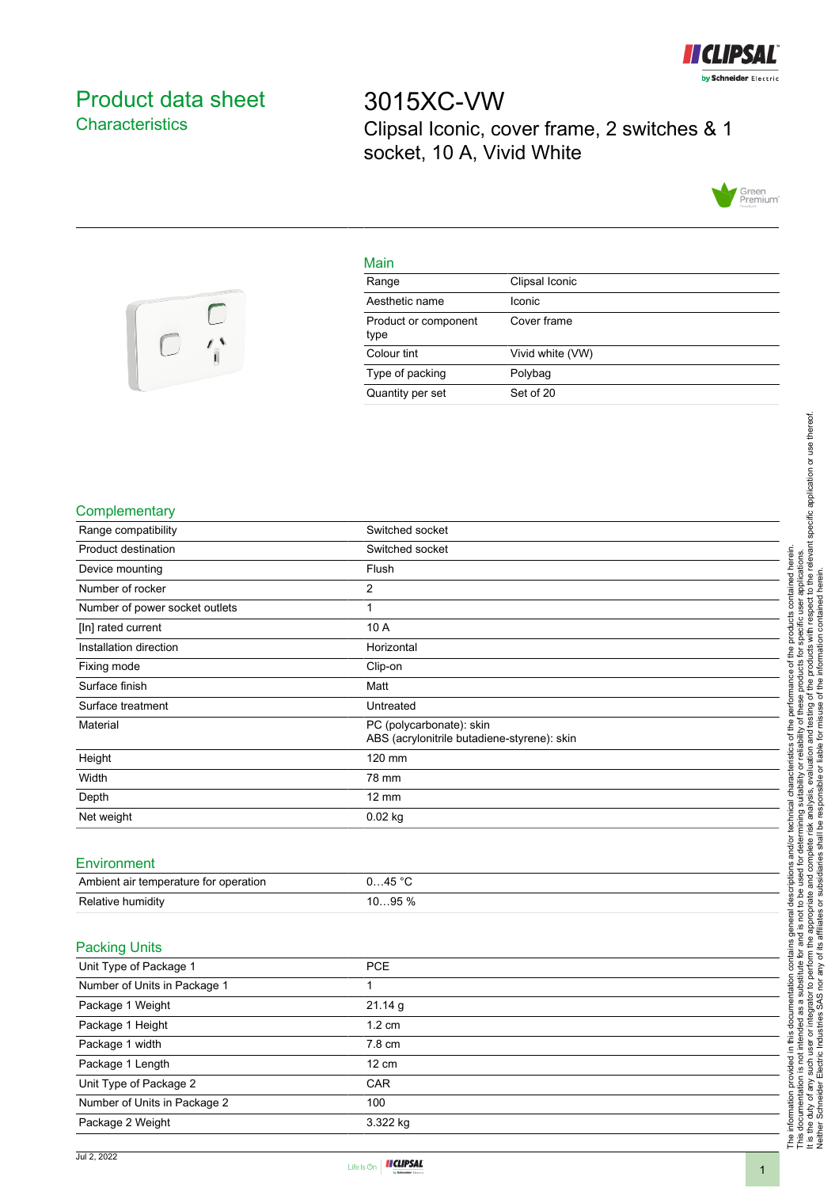# Product data sheet

## Characteristics

# 3015XC-VW

Clipsal Iconic, cover frame, 2 switches & 1 socket, 10 A, Vivid White

### Main

| | |
|---|---|
| Range | Clipsal Iconic |
| Aesthetic name | Iconic |
| Product or component type | Cover frame |
| Colour tint | Vivid white (VW) |
| Type of packing | Polybag |
| Quantity per set | Set of 20 |

### Complementary

| | |
|---|---|
| Range compatibility | Switched socket |
| Product destination | Switched socket |
| Device mounting | Flush |
| Number of rocker | 2 |
| Number of power socket outlets | 1 |
| [In] rated current | 10 A |
| Installation direction | Horizontal |
| Fixing mode | Clip-on |
| Surface finish | Matt |
| Surface treatment | Untreated |
| Material | PC (polycarbonate): skin<br>ABS (acrylonitrile butadiene-styrene): skin |
| Height | 120 mm |
| Width | 78 mm |
| Depth | 12 mm |
| Net weight | 0.02 kg |

### Environment

| | |
|---|---|
| Ambient air temperature for operation | 0…45 °C |
| Relative humidity | 10…95 % |

### Packing Units

| | |
|---|---|
| Unit Type of Package 1 | PCE |
| Number of Units in Package 1 | 1 |
| Package 1 Weight | 21.14 g |
| Package 1 Height | 1.2 cm |
| Package 1 width | 7.8 cm |
| Package 1 Length | 12 cm |
| Unit Type of Package 2 | CAR |
| Number of Units in Package 2 | 100 |
| Package 2 Weight | 3.322 kg |

The information provided in this documentation contains general descriptions and/or technical characteristics of the performance of the products contained herein.
This documentation is not intended as a substitute for and is not to be used for determining suitability or reliability of these products for specific user applications.
It is the duty of any such user or integrator to perform the appropriate and complete risk analysis, evaluation and testing of the products with respect to the relevant specific application or use thereof.
Neither Schneider Electric Industries SAS nor any of its affiliates or subsidiaries shall be responsible or liable for misuse of the information contained herein.

Jul 2, 2022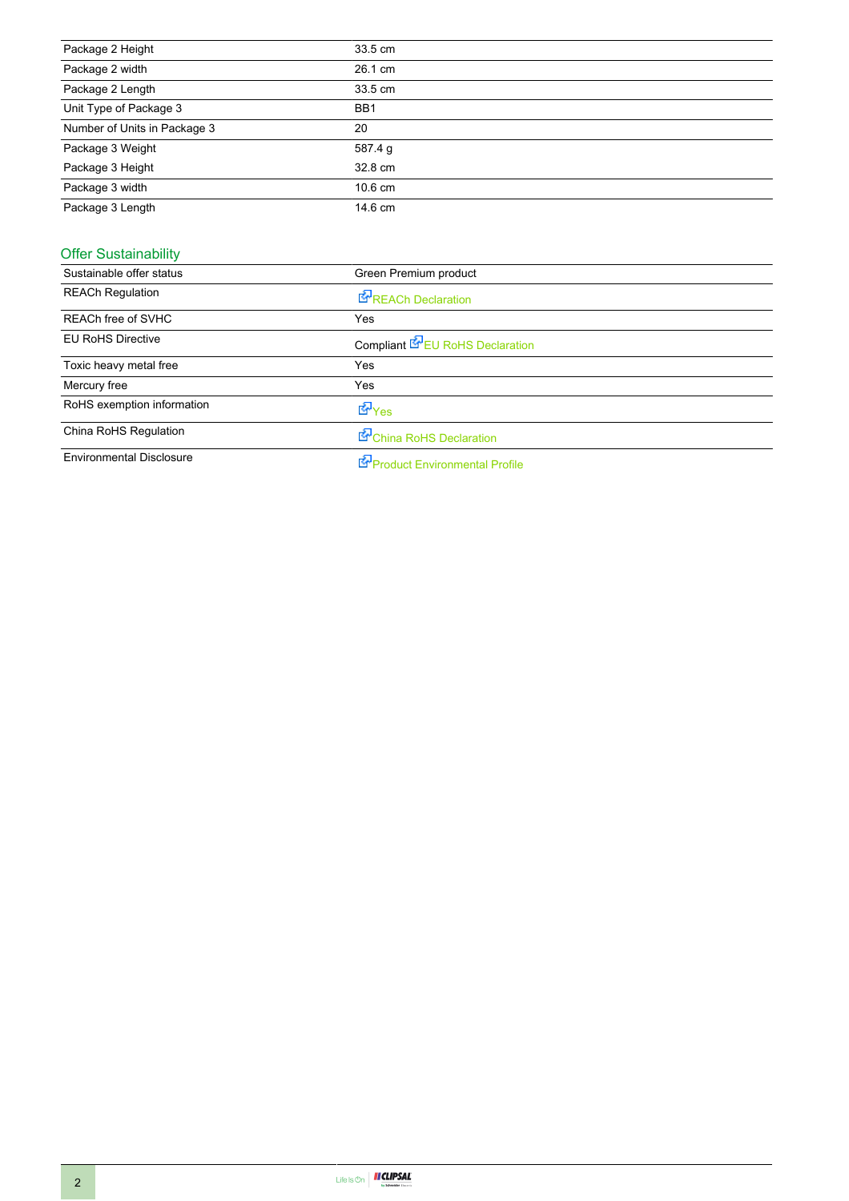| | |
|---|---|
| Package 2 Height | 33.5 cm |
| Package 2 width | 26.1 cm |
| Package 2 Length | 33.5 cm |
| Unit Type of Package 3 | BB1 |
| Number of Units in Package 3 | 20 |
| Package 3 Weight | 587.4 g |
| Package 3 Height | 32.8 cm |
| Package 3 width | 10.6 cm |
| Package 3 Length | 14.6 cm |

## Offer Sustainability

| | |
|---|---|
| Sustainable offer status | Green Premium product |
| REACh Regulation | REACh Declaration |
| REACh free of SVHC | Yes |
| EU RoHS Directive | Compliant EU RoHS Declaration |
| Toxic heavy metal free | Yes |
| Mercury free | Yes |
| RoHS exemption information | Yes |
| China RoHS Regulation | China RoHS Declaration |
| Environmental Disclosure | Product Environmental Profile |